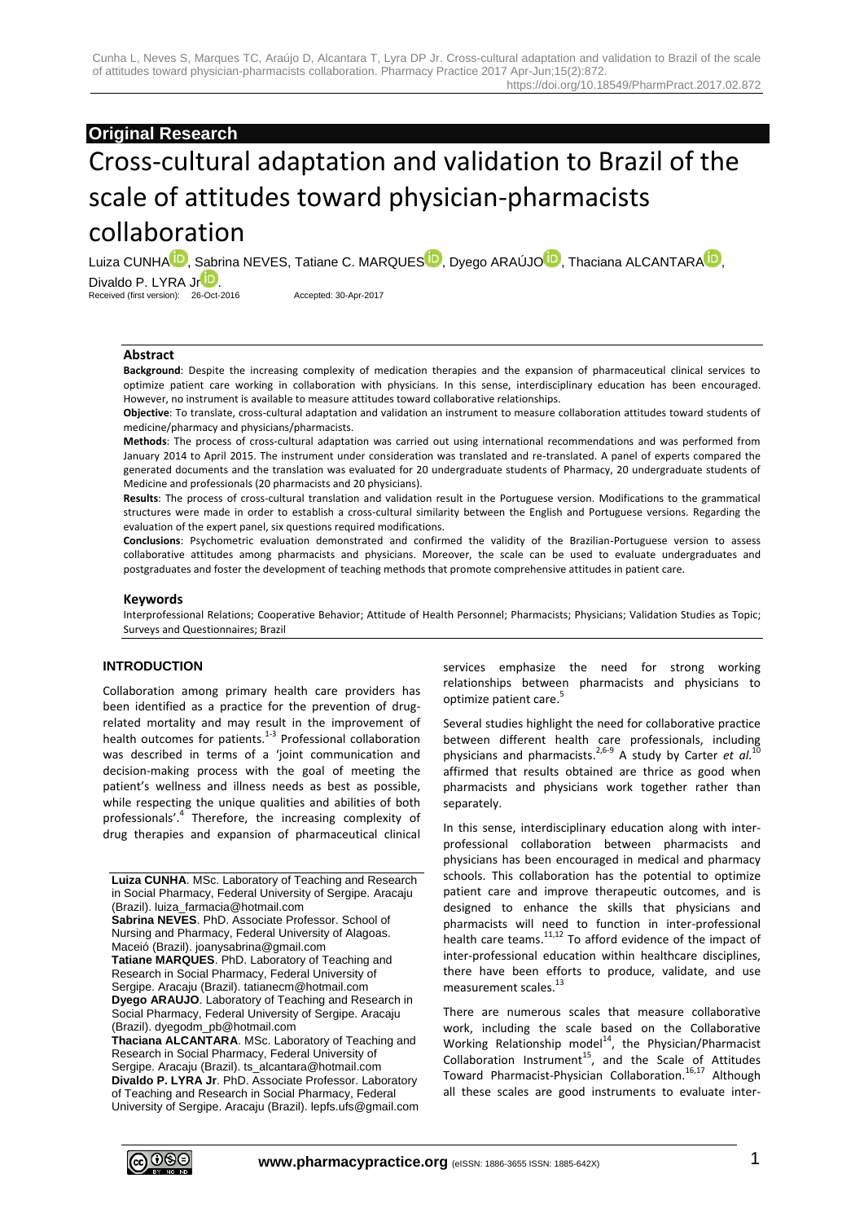**Original Research**

# Cross-cultural adaptation and validation to Brazil of the scale of attitudes toward physician-pharmacists collaboration

Luiza CUNHA, Sabrina NEVES, Tatiane C. MARQUES, Dyego ARAÚJO, Thaciana ALCANTARA, Divaldo P. LYRA Jr.

Received (first version): 26-Oct-2016 Accepted: 30-Apr-2017

### Abstract

**Background**: Despite the increasing complexity of medication therapies and the expansion of pharmaceutical clinical services to optimize patient care working in collaboration with physicians. In this sense, interdisciplinary education has been encouraged. However, no instrument is available to measure attitudes toward collaborative relationships.

**Objective**: To translate, cross-cultural adaptation and validation an instrument to measure collaboration attitudes toward students of medicine/pharmacy and physicians/pharmacists.

**Methods**: The process of cross-cultural adaptation was carried out using international recommendations and was performed from January 2014 to April 2015. The instrument under consideration was translated and re-translated. A panel of experts compared the generated documents and the translation was evaluated for 20 undergraduate students of Pharmacy, 20 undergraduate students of Medicine and professionals (20 pharmacists and 20 physicians).

**Results**: The process of cross-cultural translation and validation result in the Portuguese version. Modifications to the grammatical structures were made in order to establish a cross-cultural similarity between the English and Portuguese versions. Regarding the evaluation of the expert panel, six questions required modifications.

**Conclusions**: Psychometric evaluation demonstrated and confirmed the validity of the Brazilian-Portuguese version to assess collaborative attitudes among pharmacists and physicians. Moreover, the scale can be used to evaluate undergraduates and postgraduates and foster the development of teaching methods that promote comprehensive attitudes in patient care.

### Keywords

Interprofessional Relations; Cooperative Behavior; Attitude of Health Personnel; Pharmacists; Physicians; Validation Studies as Topic; Surveys and Questionnaires; Brazil

## INTRODUCTION

Collaboration among primary health care providers has been identified as a practice for the prevention of drug-related mortality and may result in the improvement of health outcomes for patients.[1-3] Professional collaboration was described in terms of a 'joint communication and decision-making process with the goal of meeting the patient's wellness and illness needs as best as possible, while respecting the unique qualities and abilities of both professionals'.[4] Therefore, the increasing complexity of drug therapies and expansion of pharmaceutical clinical services emphasize the need for strong working relationships between pharmacists and physicians to optimize patient care.[5]

Several studies highlight the need for collaborative practice between different health care professionals, including physicians and pharmacists.[2,6-9] A study by Carter *et al*.[10] affirmed that results obtained are thrice as good when pharmacists and physicians work together rather than separately.

In this sense, interdisciplinary education along with inter-professional collaboration between pharmacists and physicians has been encouraged in medical and pharmacy schools. This collaboration has the potential to optimize patient care and improve therapeutic outcomes, and is designed to enhance the skills that physicians and pharmacists will need to function in inter-professional health care teams.[11,12] To afford evidence of the impact of inter-professional education within healthcare disciplines, there have been efforts to produce, validate, and use measurement scales.[13]

There are numerous scales that measure collaborative work, including the scale based on the Collaborative Working Relationship model[14], the Physician/Pharmacist Collaboration Instrument[15], and the Scale of Attitudes Toward Pharmacist-Physician Collaboration.[16,17] Although all these scales are good instruments to evaluate inter-

**Luiza CUNHA**. MSc. Laboratory of Teaching and Research in Social Pharmacy, Federal University of Sergipe. Aracaju (Brazil). luiza_farmacia@hotmail.com
**Sabrina NEVES**. PhD. Associate Professor. School of Nursing and Pharmacy, Federal University of Alagoas. Maceió (Brazil). joanysabrina@gmail.com
**Tatiane MARQUES**. PhD. Laboratory of Teaching and Research in Social Pharmacy, Federal University of Sergipe. Aracaju (Brazil). tatianecm@hotmail.com
**Dyego ARAUJO**. Laboratory of Teaching and Research in Social Pharmacy, Federal University of Sergipe. Aracaju (Brazil). dyegodm_pb@hotmail.com
**Thaciana ALCANTARA**. MSc. Laboratory of Teaching and Research in Social Pharmacy, Federal University of Sergipe. Aracaju (Brazil). ts_alcantara@hotmail.com
**Divaldo P. LYRA Jr**. PhD. Associate Professor. Laboratory of Teaching and Research in Social Pharmacy, Federal University of Sergipe. Aracaju (Brazil). lepfs.ufs@gmail.com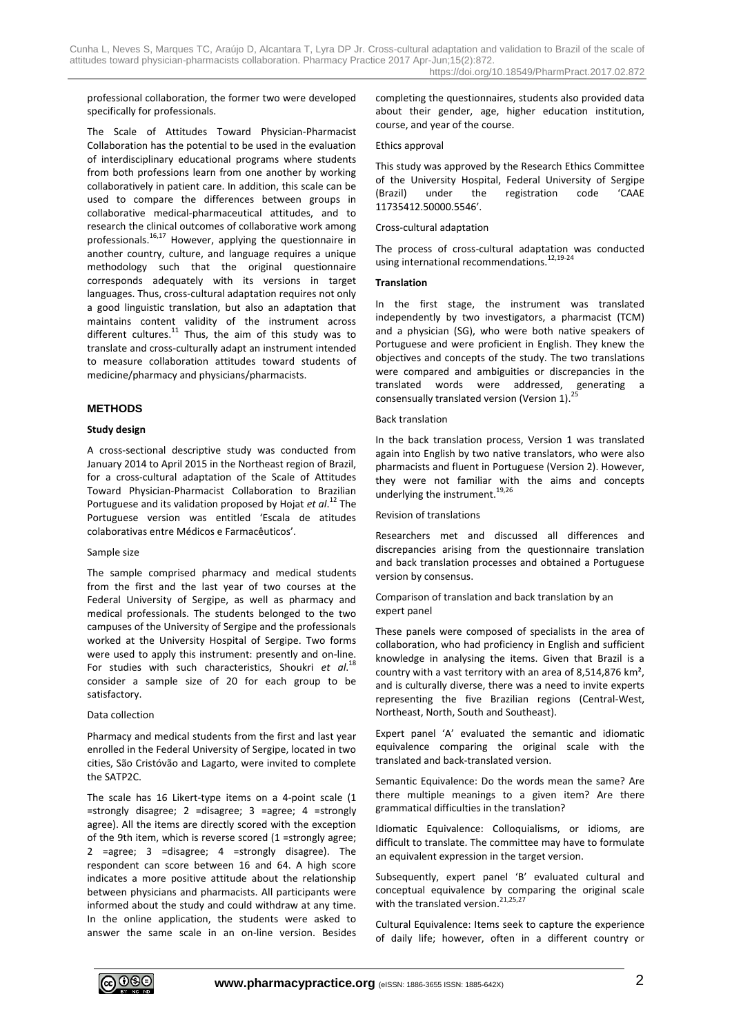professional collaboration, the former two were developed specifically for professionals.

The Scale of Attitudes Toward Physician-Pharmacist Collaboration has the potential to be used in the evaluation of interdisciplinary educational programs where students from both professions learn from one another by working collaboratively in patient care. In addition, this scale can be used to compare the differences between groups in collaborative medical-pharmaceutical attitudes, and to research the clinical outcomes of collaborative work among professionals.[16,17] However, applying the questionnaire in another country, culture, and language requires a unique methodology such that the original questionnaire corresponds adequately with its versions in target languages. Thus, cross-cultural adaptation requires not only a good linguistic translation, but also an adaptation that maintains content validity of the instrument across different cultures.[11] Thus, the aim of this study was to translate and cross-culturally adapt an instrument intended to measure collaboration attitudes toward students of medicine/pharmacy and physicians/pharmacists.

## METHODS

### Study design

A cross-sectional descriptive study was conducted from January 2014 to April 2015 in the Northeast region of Brazil, for a cross-cultural adaptation of the Scale of Attitudes Toward Physician-Pharmacist Collaboration to Brazilian Portuguese and its validation proposed by Hojat *et al*.[12] The Portuguese version was entitled 'Escala de atitudes colaborativas entre Médicos e Farmacêuticos'.

Sample size

The sample comprised pharmacy and medical students from the first and the last year of two courses at the Federal University of Sergipe, as well as pharmacy and medical professionals. The students belonged to the two campuses of the University of Sergipe and the professionals worked at the University Hospital of Sergipe. Two forms were used to apply this instrument: presently and on-line. For studies with such characteristics, Shoukri *et al*.[18] consider a sample size of 20 for each group to be satisfactory.

Data collection

Pharmacy and medical students from the first and last year enrolled in the Federal University of Sergipe, located in two cities, São Cristóvão and Lagarto, were invited to complete the SATP2C.

The scale has 16 Likert-type items on a 4-point scale (1 =strongly disagree; 2 =disagree; 3 =agree; 4 =strongly agree). All the items are directly scored with the exception of the 9th item, which is reverse scored (1 =strongly agree; 2 =agree; 3 =disagree; 4 =strongly disagree). The respondent can score between 16 and 64. A high score indicates a more positive attitude about the relationship between physicians and pharmacists. All participants were informed about the study and could withdraw at any time. In the online application, the students were asked to answer the same scale in an on-line version. Besides completing the questionnaires, students also provided data about their gender, age, higher education institution, course, and year of the course.

Ethics approval

This study was approved by the Research Ethics Committee of the University Hospital, Federal University of Sergipe (Brazil) under the registration code 'CAAE 11735412.50000.5546'.

Cross-cultural adaptation

The process of cross-cultural adaptation was conducted using international recommendations.[12,19-24]

**Translation**

In the first stage, the instrument was translated independently by two investigators, a pharmacist (TCM) and a physician (SG), who were both native speakers of Portuguese and were proficient in English. They knew the objectives and concepts of the study. The two translations were compared and ambiguities or discrepancies in the translated words were addressed, generating a consensually translated version (Version 1).[25]

Back translation

In the back translation process, Version 1 was translated again into English by two native translators, who were also pharmacists and fluent in Portuguese (Version 2). However, they were not familiar with the aims and concepts underlying the instrument.[19,26]

Revision of translations

Researchers met and discussed all differences and discrepancies arising from the questionnaire translation and back translation processes and obtained a Portuguese version by consensus.

Comparison of translation and back translation by an expert panel

These panels were composed of specialists in the area of collaboration, who had proficiency in English and sufficient knowledge in analysing the items. Given that Brazil is a country with a vast territory with an area of 8,514,876 km², and is culturally diverse, there was a need to invite experts representing the five Brazilian regions (Central-West, Northeast, North, South and Southeast).

Expert panel 'A' evaluated the semantic and idiomatic equivalence comparing the original scale with the translated and back-translated version.

Semantic Equivalence: Do the words mean the same? Are there multiple meanings to a given item? Are there grammatical difficulties in the translation?

Idiomatic Equivalence: Colloquialisms, or idioms, are difficult to translate. The committee may have to formulate an equivalent expression in the target version.

Subsequently, expert panel 'B' evaluated cultural and conceptual equivalence by comparing the original scale with the translated version.[21,25,27]

Cultural Equivalence: Items seek to capture the experience of daily life; however, often in a different country or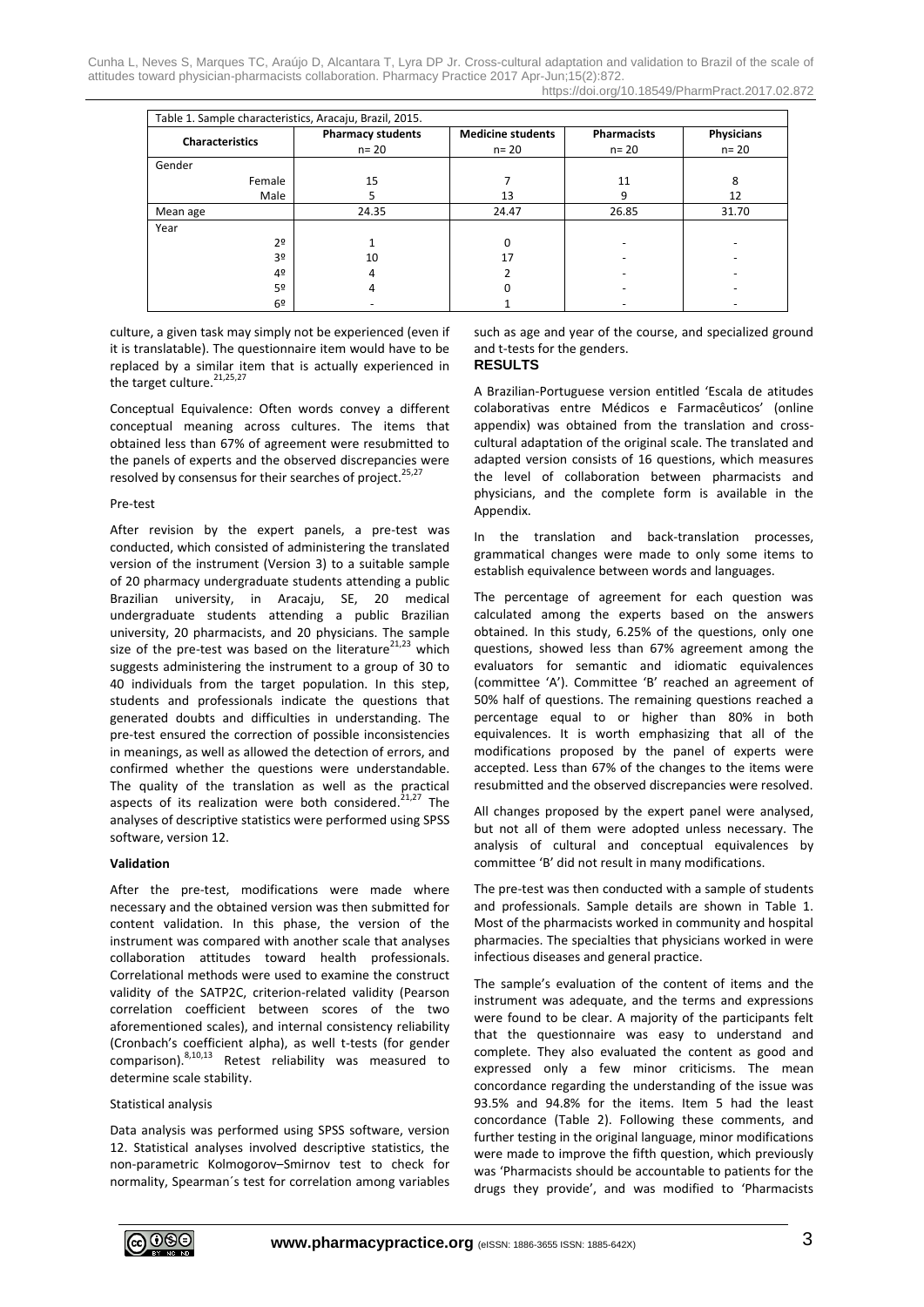| Table 1. Sample characteristics, Aracaju, Brazil, 2015. | | | | |
|---|---|---|---|---|
| **Characteristics** | **Pharmacy students** n= 20 | **Medicine students** n= 20 | **Pharmacists** n= 20 | **Physicians** n= 20 |
| Gender | | | | |
| Female | 15 | 7 | 11 | 8 |
| Male | 5 | 13 | 9 | 12 |
| Mean age | 24.35 | 24.47 | 26.85 | 31.70 |
| Year | | | | |
| 2º | 1 | 0 | - | - |
| 3º | 10 | 17 | - | - |
| 4º | 4 | 2 | - | - |
| 5º | 4 | 0 | - | - |
| 6º | - | 1 | - | - |

culture, a given task may simply not be experienced (even if it is translatable). The questionnaire item would have to be replaced by a similar item that is actually experienced in the target culture.[21,25,27]

Conceptual Equivalence: Often words convey a different conceptual meaning across cultures. The items that obtained less than 67% of agreement were resubmitted to the panels of experts and the observed discrepancies were resolved by consensus for their searches of project.[25,27]

Pre-test

After revision by the expert panels, a pre-test was conducted, which consisted of administering the translated version of the instrument (Version 3) to a suitable sample of 20 pharmacy undergraduate students attending a public Brazilian university, in Aracaju, SE, 20 medical undergraduate students attending a public Brazilian university, 20 pharmacists, and 20 physicians. The sample size of the pre-test was based on the literature[21,23] which suggests administering the instrument to a group of 30 to 40 individuals from the target population. In this step, students and professionals indicate the questions that generated doubts and difficulties in understanding. The pre-test ensured the correction of possible inconsistencies in meanings, as well as allowed the detection of errors, and confirmed whether the questions were understandable. The quality of the translation as well as the practical aspects of its realization were both considered.[21,27] The analyses of descriptive statistics were performed using SPSS software, version 12.

**Validation**

After the pre-test, modifications were made where necessary and the obtained version was then submitted for content validation. In this phase, the version of the instrument was compared with another scale that analyses collaboration attitudes toward health professionals. Correlational methods were used to examine the construct validity of the SATP2C, criterion-related validity (Pearson correlation coefficient between scores of the two aforementioned scales), and internal consistency reliability (Cronbach's coefficient alpha), as well t-tests (for gender comparison).[8,10,13] Retest reliability was measured to determine scale stability.

Statistical analysis

Data analysis was performed using SPSS software, version 12. Statistical analyses involved descriptive statistics, the non-parametric Kolmogorov–Smirnov test to check for normality, Spearman´s test for correlation among variables such as age and year of the course, and specialized ground and t-tests for the genders.

## RESULTS

A Brazilian-Portuguese version entitled 'Escala de atitudes colaborativas entre Médicos e Farmacêuticos' (online appendix) was obtained from the translation and cross-cultural adaptation of the original scale. The translated and adapted version consists of 16 questions, which measures the level of collaboration between pharmacists and physicians, and the complete form is available in the Appendix.

In the translation and back-translation processes, grammatical changes were made to only some items to establish equivalence between words and languages.

The percentage of agreement for each question was calculated among the experts based on the answers obtained. In this study, 6.25% of the questions, only one questions, showed less than 67% agreement among the evaluators for semantic and idiomatic equivalences (committee 'A'). Committee 'B' reached an agreement of 50% half of questions. The remaining questions reached a percentage equal to or higher than 80% in both equivalences. It is worth emphasizing that all of the modifications proposed by the panel of experts were accepted. Less than 67% of the changes to the items were resubmitted and the observed discrepancies were resolved.

All changes proposed by the expert panel were analysed, but not all of them were adopted unless necessary. The analysis of cultural and conceptual equivalences by committee 'B' did not result in many modifications.

The pre-test was then conducted with a sample of students and professionals. Sample details are shown in Table 1. Most of the pharmacists worked in community and hospital pharmacies. The specialties that physicians worked in were infectious diseases and general practice.

The sample's evaluation of the content of items and the instrument was adequate, and the terms and expressions were found to be clear. A majority of the participants felt that the questionnaire was easy to understand and complete. They also evaluated the content as good and expressed only a few minor criticisms. The mean concordance regarding the understanding of the issue was 93.5% and 94.8% for the items. Item 5 had the least concordance (Table 2). Following these comments, and further testing in the original language, minor modifications were made to improve the fifth question, which previously was 'Pharmacists should be accountable to patients for the drugs they provide', and was modified to 'Pharmacists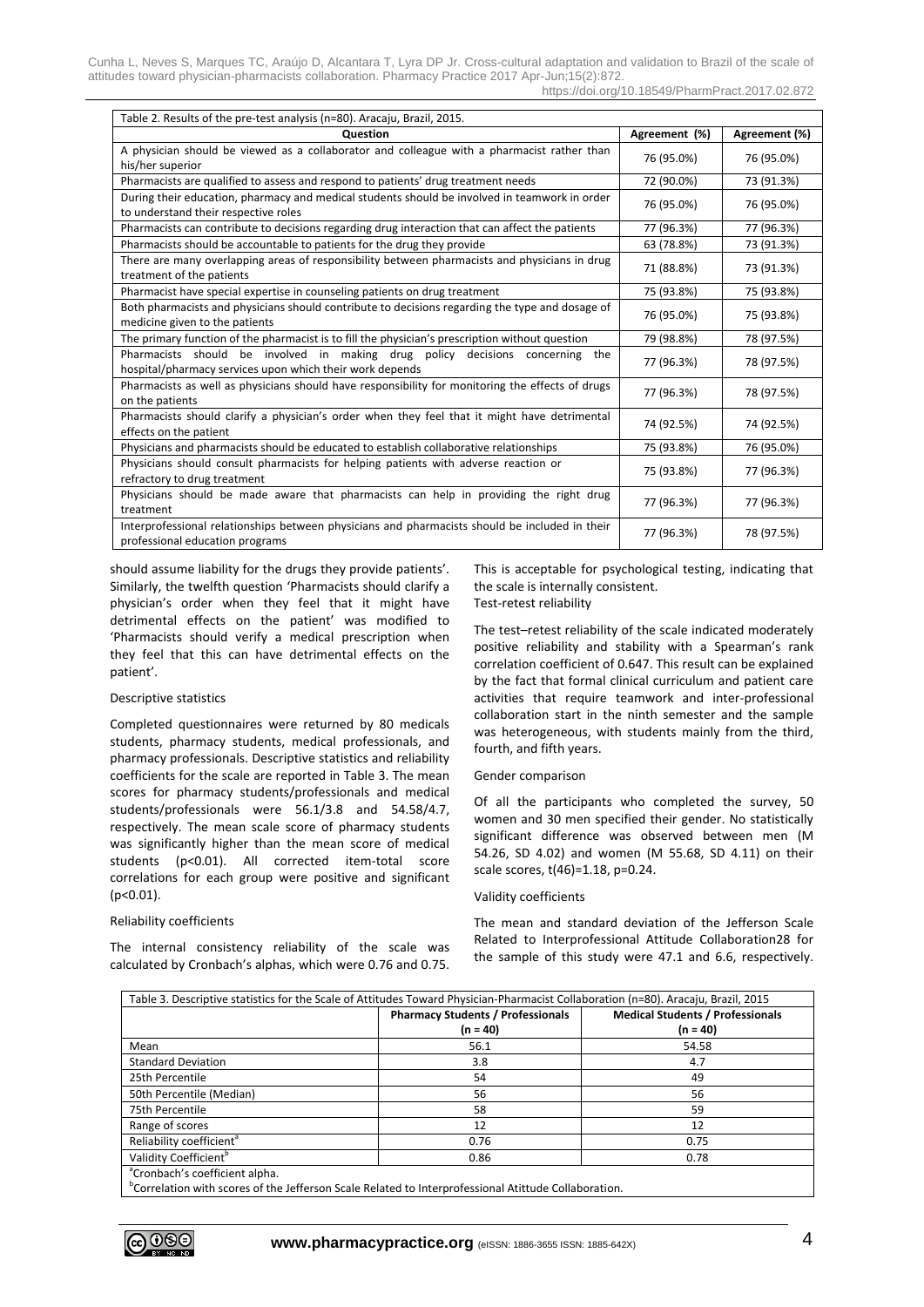Table 2. Results of the pre-test analysis (n=80). Aracaju, Brazil, 2015.

| Question | Agreement (%) | Agreement (%) |
|---|---|---|
| A physician should be viewed as a collaborator and colleague with a pharmacist rather than his/her superior | 76 (95.0%) | 76 (95.0%) |
| Pharmacists are qualified to assess and respond to patients' drug treatment needs | 72 (90.0%) | 73 (91.3%) |
| During their education, pharmacy and medical students should be involved in teamwork in order to understand their respective roles | 76 (95.0%) | 76 (95.0%) |
| Pharmacists can contribute to decisions regarding drug interaction that can affect the patients | 77 (96.3%) | 77 (96.3%) |
| Pharmacists should be accountable to patients for the drug they provide | 63 (78.8%) | 73 (91.3%) |
| There are many overlapping areas of responsibility between pharmacists and physicians in drug treatment of the patients | 71 (88.8%) | 73 (91.3%) |
| Pharmacist have special expertise in counseling patients on drug treatment | 75 (93.8%) | 75 (93.8%) |
| Both pharmacists and physicians should contribute to decisions regarding the type and dosage of medicine given to the patients | 76 (95.0%) | 75 (93.8%) |
| The primary function of the pharmacist is to fill the physician's prescription without question | 79 (98.8%) | 78 (97.5%) |
| Pharmacists should be involved in making drug policy decisions concerning the hospital/pharmacy services upon which their work depends | 77 (96.3%) | 78 (97.5%) |
| Pharmacists as well as physicians should have responsibility for monitoring the effects of drugs on the patients | 77 (96.3%) | 78 (97.5%) |
| Pharmacists should clarify a physician's order when they feel that it might have detrimental effects on the patient | 74 (92.5%) | 74 (92.5%) |
| Physicians and pharmacists should be educated to establish collaborative relationships | 75 (93.8%) | 76 (95.0%) |
| Physicians should consult pharmacists for helping patients with adverse reaction or refractory to drug treatment | 75 (93.8%) | 77 (96.3%) |
| Physicians should be made aware that pharmacists can help in providing the right drug treatment | 77 (96.3%) | 77 (96.3%) |
| Interprofessional relationships between physicians and pharmacists should be included in their professional education programs | 77 (96.3%) | 78 (97.5%) |

should assume liability for the drugs they provide patients'. Similarly, the twelfth question 'Pharmacists should clarify a physician's order when they feel that it might have detrimental effects on the patient' was modified to 'Pharmacists should verify a medical prescription when they feel that this can have detrimental effects on the patient'.

### Descriptive statistics

Completed questionnaires were returned by 80 medicals students, pharmacy students, medical professionals, and pharmacy professionals. Descriptive statistics and reliability coefficients for the scale are reported in Table 3. The mean scores for pharmacy students/professionals and medical students/professionals were 56.1/3.8 and 54.58/4.7, respectively. The mean scale score of pharmacy students was significantly higher than the mean score of medical students ($p<0.01$). All corrected item-total score correlations for each group were positive and significant ($p<0.01$).

### Reliability coefficients

The internal consistency reliability of the scale was calculated by Cronbach's alphas, which were 0.76 and 0.75. This is acceptable for psychological testing, indicating that the scale is internally consistent.

### Test-retest reliability

The test–retest reliability of the scale indicated moderately positive reliability and stability with a Spearman's rank correlation coefficient of 0.647. This result can be explained by the fact that formal clinical curriculum and patient care activities that require teamwork and inter-professional collaboration start in the ninth semester and the sample was heterogeneous, with students mainly from the third, fourth, and fifth years.

### Gender comparison

Of all the participants who completed the survey, 50 women and 30 men specified their gender. No statistically significant difference was observed between men (M 54.26, SD 4.02) and women (M 55.68, SD 4.11) on their scale scores, $t(46)=1.18$, $p=0.24$.

### Validity coefficients

The mean and standard deviation of the Jefferson Scale Related to Interprofessional Attitude Collaboration28 for the sample of this study were 47.1 and 6.6, respectively.

Table 3. Descriptive statistics for the Scale of Attitudes Toward Physician-Pharmacist Collaboration (n=80). Aracaju, Brazil, 2015

| | Pharmacy Students / Professionals (n = 40) | Medical Students / Professionals (n = 40) |
|---|---|---|
| Mean | 56.1 | 54.58 |
| Standard Deviation | 3.8 | 4.7 |
| 25th Percentile | 54 | 49 |
| 50th Percentile (Median) | 56 | 56 |
| 75th Percentile | 58 | 59 |
| Range of scores | 12 | 12 |
| Reliability coefficient[a] | 0.76 | 0.75 |
| Validity Coefficient[b] | 0.86 | 0.78 |

[a]Cronbach's coefficient alpha.
[b]Correlation with scores of the Jefferson Scale Related to Interprofessional Atittude Collaboration.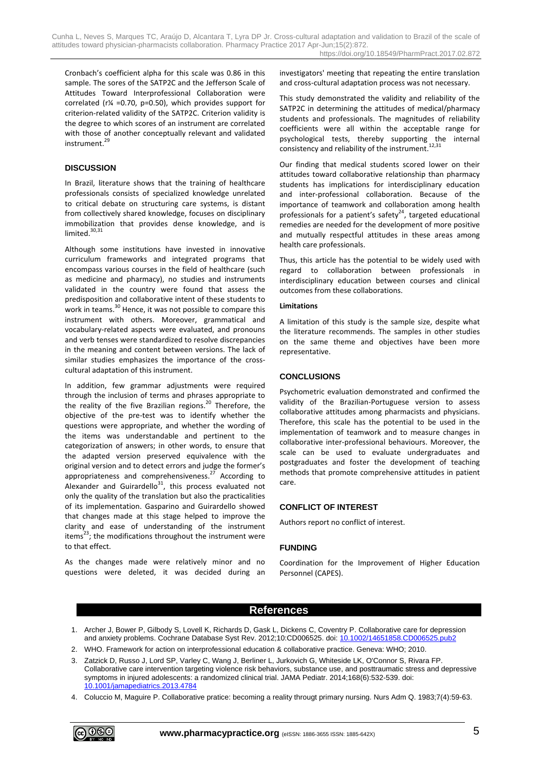Cronbach's coefficient alpha for this scale was 0.86 in this sample. The sores of the SATP2C and the Jefferson Scale of Attitudes Toward Interprofessional Collaboration were correlated (r¼ =0.70, p=0.50), which provides support for criterion-related validity of the SATP2C. Criterion validity is the degree to which scores of an instrument are correlated with those of another conceptually relevant and validated instrument.[29]

## DISCUSSION

In Brazil, literature shows that the training of healthcare professionals consists of specialized knowledge unrelated to critical debate on structuring care systems, is distant from collectively shared knowledge, focuses on disciplinary immobilization that provides dense knowledge, and is limited.[30,31]

Although some institutions have invested in innovative curriculum frameworks and integrated programs that encompass various courses in the field of healthcare (such as medicine and pharmacy), no studies and instruments validated in the country were found that assess the predisposition and collaborative intent of these students to work in teams.[30] Hence, it was not possible to compare this instrument with others. Moreover, grammatical and vocabulary-related aspects were evaluated, and pronouns and verb tenses were standardized to resolve discrepancies in the meaning and content between versions. The lack of similar studies emphasizes the importance of the cross-cultural adaptation of this instrument.

In addition, few grammar adjustments were required through the inclusion of terms and phrases appropriate to the reality of the five Brazilian regions.[20] Therefore, the objective of the pre-test was to identify whether the questions were appropriate, and whether the wording of the items was understandable and pertinent to the categorization of answers; in other words, to ensure that the adapted version preserved equivalence with the original version and to detect errors and judge the former's appropriateness and comprehensiveness.[27] According to Alexander and Guirardello[31], this process evaluated not only the quality of the translation but also the practicalities of its implementation. Gasparino and Guirardello showed that changes made at this stage helped to improve the clarity and ease of understanding of the instrument items[23]; the modifications throughout the instrument were to that effect.

As the changes made were relatively minor and no questions were deleted, it was decided during an investigators' meeting that repeating the entire translation and cross-cultural adaptation process was not necessary.

This study demonstrated the validity and reliability of the SATP2C in determining the attitudes of medical/pharmacy students and professionals. The magnitudes of reliability coefficients were all within the acceptable range for psychological tests, thereby supporting the internal consistency and reliability of the instrument.[12,31]

Our finding that medical students scored lower on their attitudes toward collaborative relationship than pharmacy students has implications for interdisciplinary education and inter-professional collaboration. Because of the importance of teamwork and collaboration among health professionals for a patient's safety[24], targeted educational remedies are needed for the development of more positive and mutually respectful attitudes in these areas among health care professionals.

Thus, this article has the potential to be widely used with regard to collaboration between professionals in interdisciplinary education between courses and clinical outcomes from these collaborations.

### Limitations

A limitation of this study is the sample size, despite what the literature recommends. The samples in other studies on the same theme and objectives have been more representative.

## CONCLUSIONS

Psychometric evaluation demonstrated and confirmed the validity of the Brazilian-Portuguese version to assess collaborative attitudes among pharmacists and physicians. Therefore, this scale has the potential to be used in the implementation of teamwork and to measure changes in collaborative inter-professional behaviours. Moreover, the scale can be used to evaluate undergraduates and postgraduates and foster the development of teaching methods that promote comprehensive attitudes in patient care.

## CONFLICT OF INTEREST

Authors report no conflict of interest.

## FUNDING

Coordination for the Improvement of Higher Education Personnel (CAPES).

## References

1. Archer J, Bower P, Gilbody S, Lovell K, Richards D, Gask L, Dickens C, Coventry P. Collaborative care for depression and anxiety problems. Cochrane Database Syst Rev. 2012;10:CD006525. doi: 10.1002/14651858.CD006525.pub2
2. WHO. Framework for action on interprofessional education & collaborative practice. Geneva: WHO; 2010.
3. Zatzick D, Russo J, Lord SP, Varley C, Wang J, Berliner L, Jurkovich G, Whiteside LK, O'Connor S, Rivara FP. Collaborative care intervention targeting violence risk behaviors, substance use, and posttraumatic stress and depressive symptoms in injured adolescents: a randomized clinical trial. JAMA Pediatr. 2014;168(6):532-539. doi: 10.1001/jamapediatrics.2013.4784
4. Coluccio M, Maguire P. Collaborative pratice: becoming a reality througt primary nursing. Nurs Adm Q. 1983;7(4):59-63.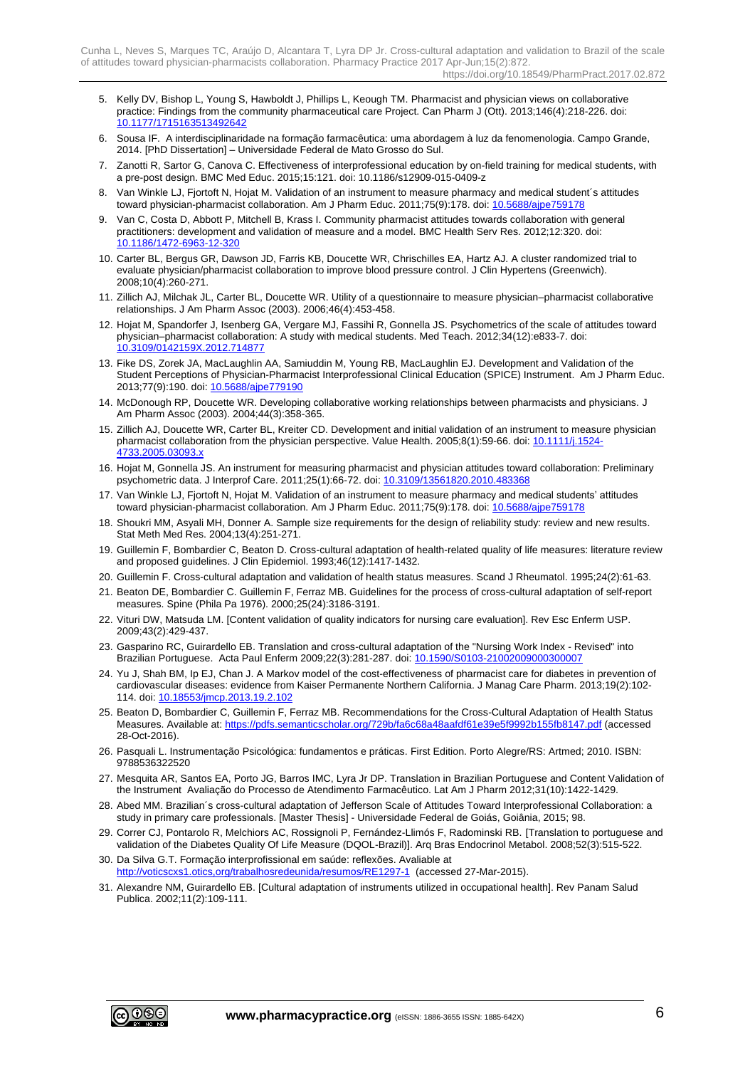5. Kelly DV, Bishop L, Young S, Hawboldt J, Phillips L, Keough TM. Pharmacist and physician views on collaborative practice: Findings from the community pharmaceutical care Project. Can Pharm J (Ott). 2013;146(4):218-226. doi: 10.1177/1715163513492642
6. Sousa IF. A interdisciplinaridade na formação farmacêutica: uma abordagem à luz da fenomenologia. Campo Grande, 2014. [PhD Dissertation] – Universidade Federal de Mato Grosso do Sul.
7. Zanotti R, Sartor G, Canova C. Effectiveness of interprofessional education by on-field training for medical students, with a pre-post design. BMC Med Educ. 2015;15:121. doi: 10.1186/s12909-015-0409-z
8. Van Winkle LJ, Fjortoft N, Hojat M. Validation of an instrument to measure pharmacy and medical student´s attitudes toward physician-pharmacist collaboration. Am J Pharm Educ. 2011;75(9):178. doi: 10.5688/ajpe759178
9. Van C, Costa D, Abbott P, Mitchell B, Krass I. Community pharmacist attitudes towards collaboration with general practitioners: development and validation of measure and a model. BMC Health Serv Res. 2012;12:320. doi: 10.1186/1472-6963-12-320
10. Carter BL, Bergus GR, Dawson JD, Farris KB, Doucette WR, Chrischilles EA, Hartz AJ. A cluster randomized trial to evaluate physician/pharmacist collaboration to improve blood pressure control. J Clin Hypertens (Greenwich). 2008;10(4):260-271.
11. Zillich AJ, Milchak JL, Carter BL, Doucette WR. Utility of a questionnaire to measure physician–pharmacist collaborative relationships. J Am Pharm Assoc (2003). 2006;46(4):453-458.
12. Hojat M, Spandorfer J, Isenberg GA, Vergare MJ, Fassihi R, Gonnella JS. Psychometrics of the scale of attitudes toward physician–pharmacist collaboration: A study with medical students. Med Teach. 2012;34(12):e833-7. doi: 10.3109/0142159X.2012.714877
13. Fike DS, Zorek JA, MacLaughlin AA, Samiuddin M, Young RB, MacLaughlin EJ. Development and Validation of the Student Perceptions of Physician-Pharmacist Interprofessional Clinical Education (SPICE) Instrument. Am J Pharm Educ. 2013;77(9):190. doi: 10.5688/ajpe779190
14. McDonough RP, Doucette WR. Developing collaborative working relationships between pharmacists and physicians. J Am Pharm Assoc (2003). 2004;44(3):358-365.
15. Zillich AJ, Doucette WR, Carter BL, Kreiter CD. Development and initial validation of an instrument to measure physician pharmacist collaboration from the physician perspective. Value Health. 2005;8(1):59-66. doi: 10.1111/j.1524-4733.2005.03093.x
16. Hojat M, Gonnella JS. An instrument for measuring pharmacist and physician attitudes toward collaboration: Preliminary psychometric data. J Interprof Care. 2011;25(1):66-72. doi: 10.3109/13561820.2010.483368
17. Van Winkle LJ, Fjortoft N, Hojat M. Validation of an instrument to measure pharmacy and medical students' attitudes toward physician-pharmacist collaboration. Am J Pharm Educ. 2011;75(9):178. doi: 10.5688/ajpe759178
18. Shoukri MM, Asyali MH, Donner A. Sample size requirements for the design of reliability study: review and new results. Stat Meth Med Res. 2004;13(4):251-271.
19. Guillemin F, Bombardier C, Beaton D. Cross-cultural adaptation of health-related quality of life measures: literature review and proposed guidelines. J Clin Epidemiol. 1993;46(12):1417-1432.
20. Guillemin F. Cross-cultural adaptation and validation of health status measures. Scand J Rheumatol. 1995;24(2):61-63.
21. Beaton DE, Bombardier C. Guillemin F, Ferraz MB. Guidelines for the process of cross-cultural adaptation of self-report measures. Spine (Phila Pa 1976). 2000;25(24):3186-3191.
22. Vituri DW, Matsuda LM. [Content validation of quality indicators for nursing care evaluation]. Rev Esc Enferm USP. 2009;43(2):429-437.
23. Gasparino RC, Guirardello EB. Translation and cross-cultural adaptation of the "Nursing Work Index - Revised" into Brazilian Portuguese. Acta Paul Enferm 2009;22(3):281-287. doi: 10.1590/S0103-21002009000300007
24. Yu J, Shah BM, Ip EJ, Chan J. A Markov model of the cost-effectiveness of pharmacist care for diabetes in prevention of cardiovascular diseases: evidence from Kaiser Permanente Northern California. J Manag Care Pharm. 2013;19(2):102-114. doi: 10.18553/jmcp.2013.19.2.102
25. Beaton D, Bombardier C, Guillemin F, Ferraz MB. Recommendations for the Cross-Cultural Adaptation of Health Status Measures. Available at: https://pdfs.semanticscholar.org/729b/fa6c68a48aafdf61e39e5f9992b155fb8147.pdf (accessed 28-Oct-2016).
26. Pasquali L. Instrumentação Psicológica: fundamentos e práticas. First Edition. Porto Alegre/RS: Artmed; 2010. ISBN: 9788536322520
27. Mesquita AR, Santos EA, Porto JG, Barros IMC, Lyra Jr DP. Translation in Brazilian Portuguese and Content Validation of the Instrument Avaliação do Processo de Atendimento Farmacêutico. Lat Am J Pharm 2012;31(10):1422-1429.
28. Abed MM. Brazilian´s cross-cultural adaptation of Jefferson Scale of Attitudes Toward Interprofessional Collaboration: a study in primary care professionals. [Master Thesis] - Universidade Federal de Goiás, Goiânia, 2015; 98.
29. Correr CJ, Pontarolo R, Melchiors AC, Rossignoli P, Fernández-Llimós F, Radominski RB. [Translation to portuguese and validation of the Diabetes Quality Of Life Measure (DQOL-Brazil)]. Arq Bras Endocrinol Metabol. 2008;52(3):515-522.
30. Da Silva G.T. Formação interprofissional em saúde: reflexões. Avaliable at http://voticscxs1.otics,org/trabalhosredeunida/resumos/RE1297-1 (accessed 27-Mar-2015).
31. Alexandre NM, Guirardello EB. [Cultural adaptation of instruments utilized in occupational health]. Rev Panam Salud Publica. 2002;11(2):109-111.